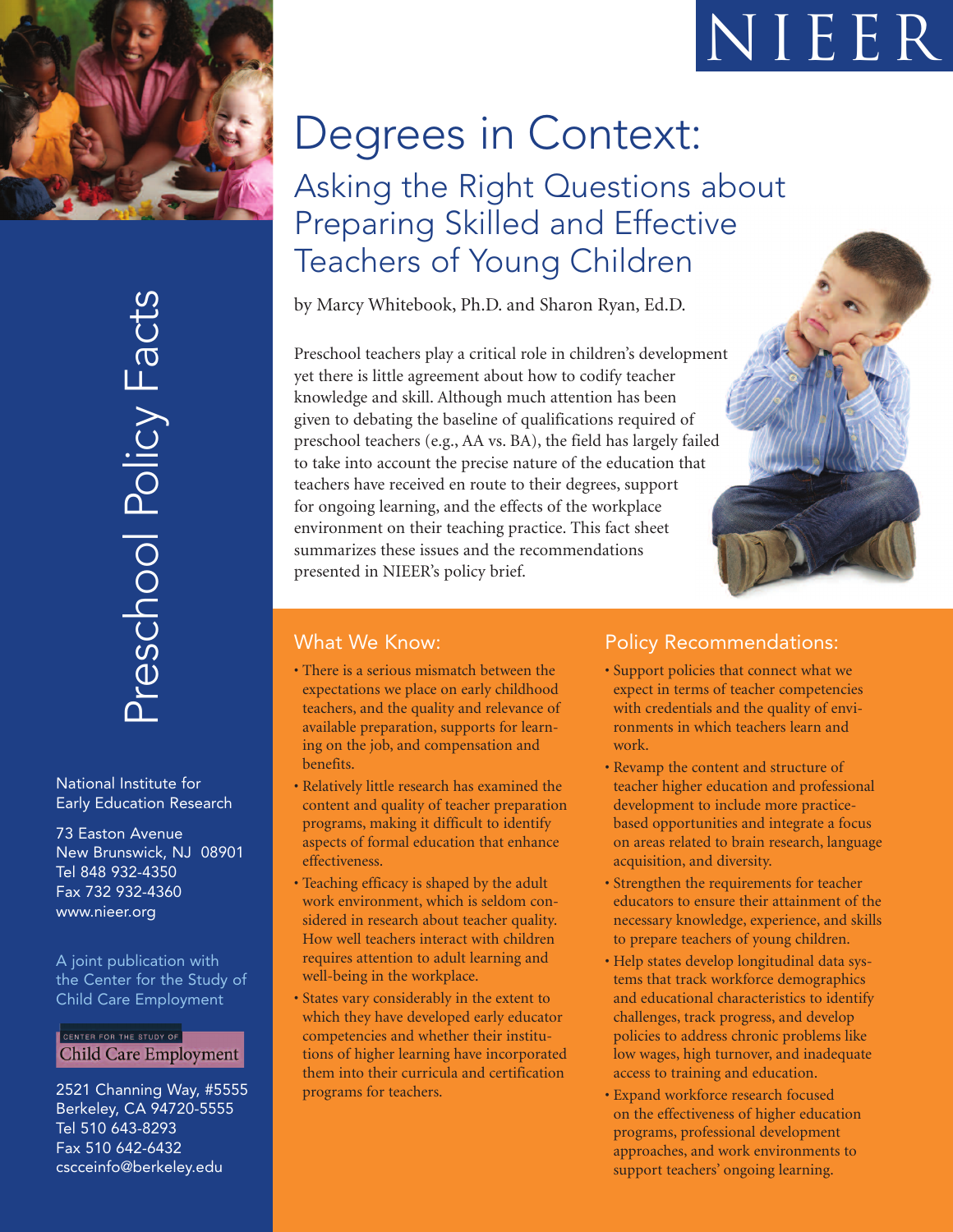# NIEER

# Degrees in Context:

## Asking the Right Questions about Preparing Skilled and Effective Teachers of Young Children

by Marcy Whitebook, Ph.D. and Sharon Ryan, Ed.D.

Preschool teachers play a critical role in children's development yet there is little agreement about how to codify teacher knowledge and skill. Although much attention has been given to debating the baseline of qualifications required of preschool teachers (e.g., AA vs. BA), the field has largely failed to take into account the precise nature of the education that teachers have received en route to their degrees, support for ongoing learning, and the effects of the workplace environment on their teaching practice. This fact sheet summarizes these issues and the recommendations presented in NIEER's policy brief.

### What We Know:

- There is a serious mismatch between the expectations we place on early childhood teachers, and the quality and relevance of available preparation, supports for learning on the job, and compensation and benefits.
- Relatively little research has examined the content and quality of teacher preparation programs, making it difficult to identify aspects of formal education that enhance effectiveness.
- Teaching efficacy is shaped by the adult work environment, which is seldom considered in research about teacher quality. How well teachers interact with children requires attention to adult learning and well-being in the workplace.
- States vary considerably in the extent to which they have developed early educator competencies and whether their institutions of higher learning have incorporated them into their curricula and certification programs for teachers.

### Policy Recommendations:

- Support policies that connect what we expect in terms of teacher competencies with credentials and the quality of environments in which teachers learn and work.
- Revamp the content and structure of teacher higher education and professional development to include more practice-based opportunities and integrate a focus on areas related to brain research, language acquisition, and diversity.
- Strengthen the requirements for teacher educators to ensure their attainment of the necessary knowledge, experience, and skills to prepare teachers of young children.
- Help states develop longitudinal data systems that track workforce demographics and educational characteristics to identify challenges, track progress, and develop policies to address chronic problems like low wages, high turnover, and inadequate access to training and education.
- Expand workforce research focused on the effectiveness of higher education programs, professional development approaches, and work environments to support teachers' ongoing learning.

Preschool Policy Facts

National Institute for Early Education Research

73 Easton Avenue
New Brunswick, NJ 08901
Tel 848 932-4350
Fax 732 932-4360
www.nieer.org

A joint publication with the Center for the Study of Child Care Employment

Center for the Study of Child Care Employment

2521 Channing Way, #5555
Berkeley, CA 94720-5555
Tel 510 643-8293
Fax 510 642-6432
cscceinfo@berkeley.edu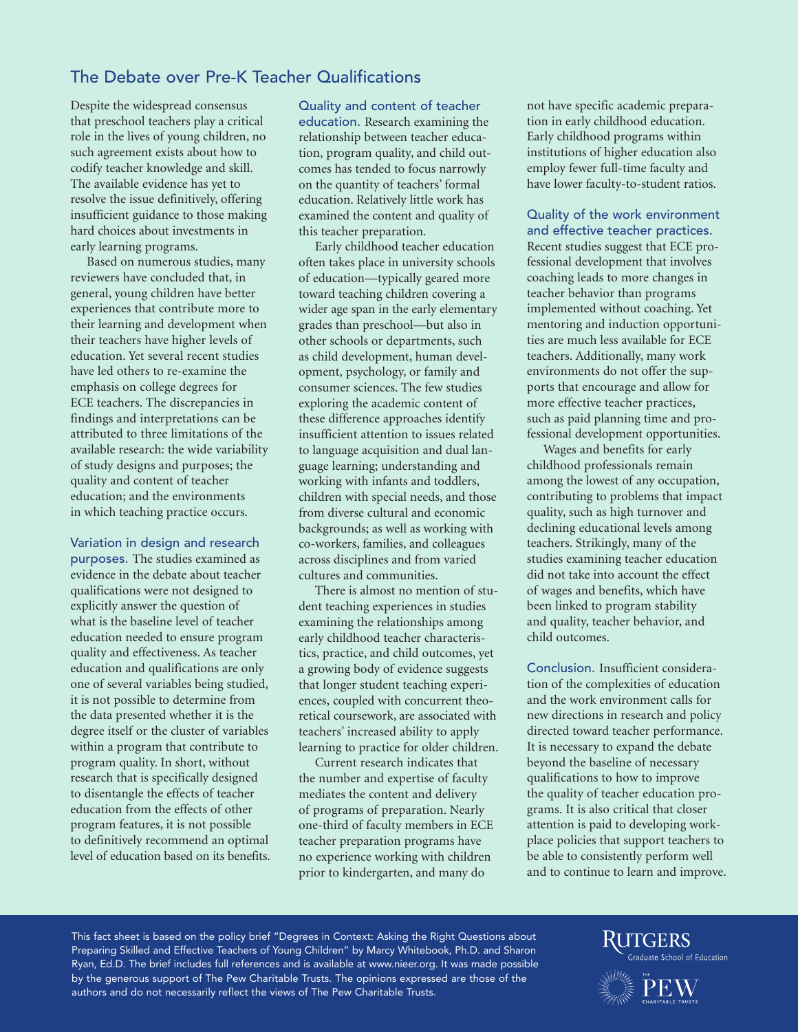## The Debate over Pre-K Teacher Qualifications

Despite the widespread consensus that preschool teachers play a critical role in the lives of young children, no such agreement exists about how to codify teacher knowledge and skill. The available evidence has yet to resolve the issue definitively, offering insufficient guidance to those making hard choices about investments in early learning programs.

Based on numerous studies, many reviewers have concluded that, in general, young children have better experiences that contribute more to their learning and development when their teachers have higher levels of education. Yet several recent studies have led others to re-examine the emphasis on college degrees for ECE teachers. The discrepancies in findings and interpretations can be attributed to three limitations of the available research: the wide variability of study designs and purposes; the quality and content of teacher education; and the environments in which teaching practice occurs.

### Variation in design and research purposes.

The studies examined as evidence in the debate about teacher qualifications were not designed to explicitly answer the question of what is the baseline level of teacher education needed to ensure program quality and effectiveness. As teacher education and qualifications are only one of several variables being studied, it is not possible to determine from the data presented whether it is the degree itself or the cluster of variables within a program that contribute to program quality. In short, without research that is specifically designed to disentangle the effects of teacher education from the effects of other program features, it is not possible to definitively recommend an optimal level of education based on its benefits.

### Quality and content of teacher education.

Research examining the relationship between teacher education, program quality, and child outcomes has tended to focus narrowly on the quantity of teachers' formal education. Relatively little work has examined the content and quality of this teacher preparation.

Early childhood teacher education often takes place in university schools of education—typically geared more toward teaching children covering a wider age span in the early elementary grades than preschool—but also in other schools or departments, such as child development, human development, psychology, or family and consumer sciences. The few studies exploring the academic content of these difference approaches identify insufficient attention to issues related to language acquisition and dual language learning; understanding and working with infants and toddlers, children with special needs, and those from diverse cultural and economic backgrounds; as well as working with co-workers, families, and colleagues across disciplines and from varied cultures and communities.

There is almost no mention of student teaching experiences in studies examining the relationships among early childhood teacher characteristics, practice, and child outcomes, yet a growing body of evidence suggests that longer student teaching experiences, coupled with concurrent theoretical coursework, are associated with teachers' increased ability to apply learning to practice for older children.

Current research indicates that the number and expertise of faculty mediates the content and delivery of programs of preparation. Nearly one-third of faculty members in ECE teacher preparation programs have no experience working with children prior to kindergarten, and many do not have specific academic preparation in early childhood education. Early childhood programs within institutions of higher education also employ fewer full-time faculty and have lower faculty-to-student ratios.

### Quality of the work environment and effective teacher practices.

Recent studies suggest that ECE professional development that involves coaching leads to more changes in teacher behavior than programs implemented without coaching. Yet mentoring and induction opportunities are much less available for ECE teachers. Additionally, many work environments do not offer the supports that encourage and allow for more effective teacher practices, such as paid planning time and professional development opportunities.

Wages and benefits for early childhood professionals remain among the lowest of any occupation, contributing to problems that impact quality, such as high turnover and declining educational levels among teachers. Strikingly, many of the studies examining teacher education did not take into account the effect of wages and benefits, which have been linked to program stability and quality, teacher behavior, and child outcomes.

### Conclusion.

Insufficient consideration of the complexities of education and the work environment calls for new directions in research and policy directed toward teacher performance. It is necessary to expand the debate beyond the baseline of necessary qualifications to how to improve the quality of teacher education programs. It is also critical that closer attention is paid to developing workplace policies that support teachers to be able to consistently perform well and to continue to learn and improve.

This fact sheet is based on the policy brief "Degrees in Context: Asking the Right Questions about Preparing Skilled and Effective Teachers of Young Children" by Marcy Whitebook, Ph.D. and Sharon Ryan, Ed.D. The brief includes full references and is available at www.nieer.org. It was made possible by the generous support of The Pew Charitable Trusts. The opinions expressed are those of the authors and do not necessarily reflect the views of The Pew Charitable Trusts.

Rutgers Graduate School of Education

The Pew Charitable Trusts